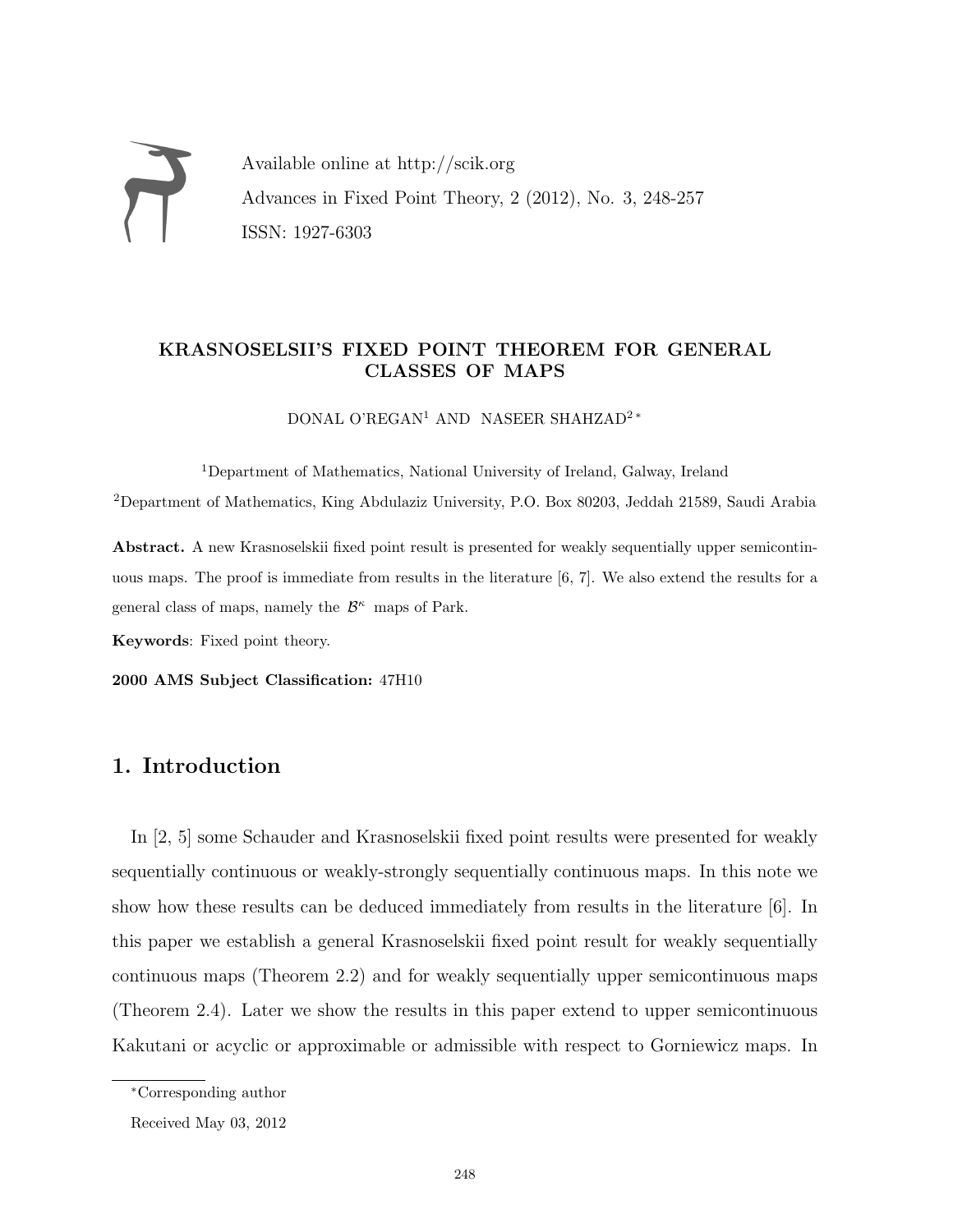Available online at http://scik.org

Advances in Fixed Point Theory, 2 (2012), No. 3, 248-257

ISSN: 1927-6303

# KRASNOSELSII'S FIXED POINT THEOREM FOR GENERAL CLASSES OF MAPS

DONAL O'REGAN[1] AND NASEER SHAHZAD[2]*

[1]Department of Mathematics, National University of Ireland, Galway, Ireland

[2]Department of Mathematics, King Abdulaziz University, P.O. Box 80203, Jeddah 21589, Saudi Arabia

**Abstract.** A new Krasnoselskii fixed point result is presented for weakly sequentially upper semicontinuous maps. The proof is immediate from results in the literature [6, 7]. We also extend the results for a general class of maps, namely the $\mathcal{B}^{\kappa}$ maps of Park.

**Keywords**: Fixed point theory.

**2000 AMS Subject Classification:** 47H10

## 1. Introduction

In [2, 5] some Schauder and Krasnoselskii fixed point results were presented for weakly sequentially continuous or weakly-strongly sequentially continuous maps. In this note we show how these results can be deduced immediately from results in the literature [6]. In this paper we establish a general Krasnoselskii fixed point result for weakly sequentially continuous maps (Theorem 2.2) and for weakly sequentially upper semicontinuous maps (Theorem 2.4). Later we show the results in this paper extend to upper semicontinuous Kakutani or acyclic or approximable or admissible with respect to Gorniewicz maps. In

*Corresponding author

Received May 03, 2012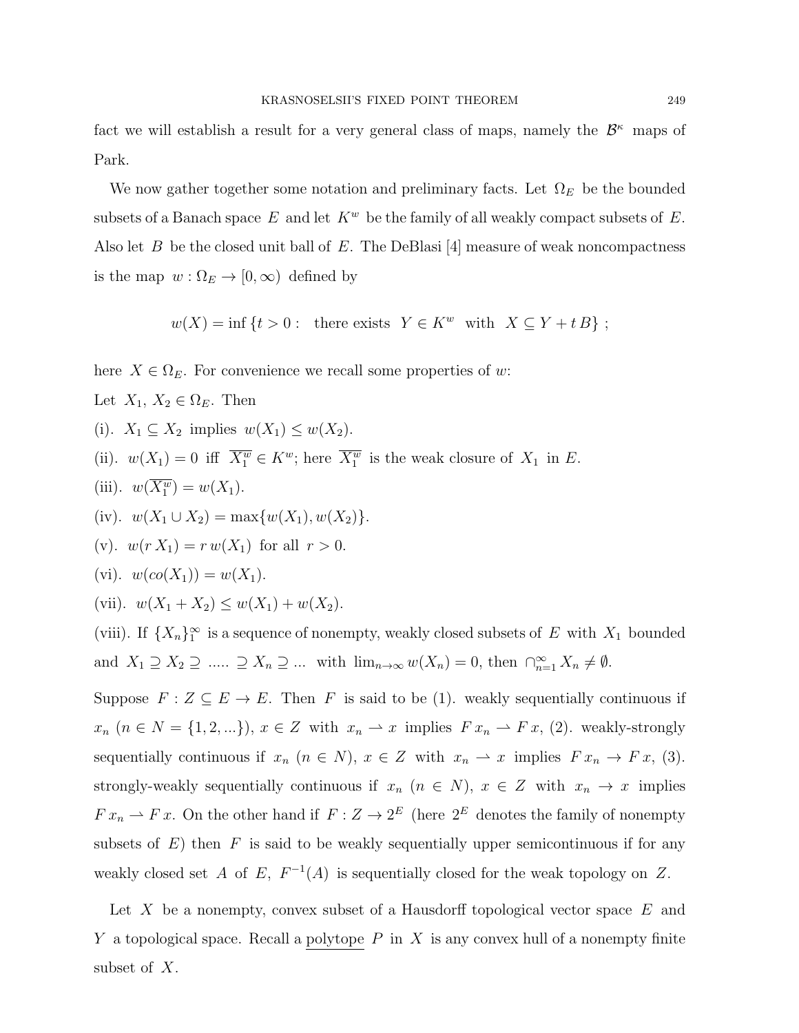fact we will establish a result for a very general class of maps, namely the $\mathcal{B}^\kappa$ maps of Park.

We now gather together some notation and preliminary facts. Let $\Omega_E$ be the bounded subsets of a Banach space $E$ and let $K^w$ be the family of all weakly compact subsets of $E$. Also let $B$ be the closed unit ball of $E$. The DeBlasi [4] measure of weak noncompactness is the map $w : \Omega_E \to [0, \infty)$ defined by

$$w(X) = \inf \{t > 0 : \text{ there exists } Y \in K^w \text{ with } X \subseteq Y + t\,B\} \;;$$

here $X \in \Omega_E$. For convenience we recall some properties of $w$:

Let $X_1,\, X_2 \in \Omega_E$. Then

(i). $X_1 \subseteq X_2$ implies $w(X_1) \leq w(X_2)$.

(ii). $w(X_1) = 0$ iff $\overline{X_1^w} \in K^w$; here $\overline{X_1^w}$ is the weak closure of $X_1$ in $E$.

(iii). $w(\overline{X_1^w}) = w(X_1)$.

(iv). $w(X_1 \cup X_2) = \max\{w(X_1), w(X_2)\}$.

(v). $w(r\,X_1) = r\,w(X_1)$ for all $r > 0$.

(vi). $w(co(X_1)) = w(X_1)$.

(vii). $w(X_1 + X_2) \leq w(X_1) + w(X_2)$.

(viii). If $\{X_n\}_1^\infty$ is a sequence of nonempty, weakly closed subsets of $E$ with $X_1$ bounded and $X_1 \supseteq X_2 \supseteq \, ..... \, \supseteq X_n \supseteq ...$ with $\lim_{n\to\infty} w(X_n) = 0$, then $\cap_{n=1}^\infty X_n \neq \emptyset$.

Suppose $F : Z \subseteq E \to E$. Then $F$ is said to be (1). weakly sequentially continuous if $x_n$ ($n \in N = \{1, 2, ...\}$), $x \in Z$ with $x_n \rightharpoonup x$ implies $F\,x_n \rightharpoonup F\,x$, (2). weakly-strongly sequentially continuous if $x_n$ ($n \in N$), $x \in Z$ with $x_n \rightharpoonup x$ implies $F\,x_n \to F\,x$, (3). strongly-weakly sequentially continuous if $x_n$ ($n \in N$), $x \in Z$ with $x_n \to x$ implies $F\,x_n \rightharpoonup F\,x$. On the other hand if $F : Z \to 2^E$ (here $2^E$ denotes the family of nonempty subsets of $E$) then $F$ is said to be weakly sequentially upper semicontinuous if for any weakly closed set $A$ of $E$, $F^{-1}(A)$ is sequentially closed for the weak topology on $Z$.

Let $X$ be a nonempty, convex subset of a Hausdorff topological vector space $E$ and $Y$ a topological space. Recall a polytope $P$ in $X$ is any convex hull of a nonempty finite subset of $X$.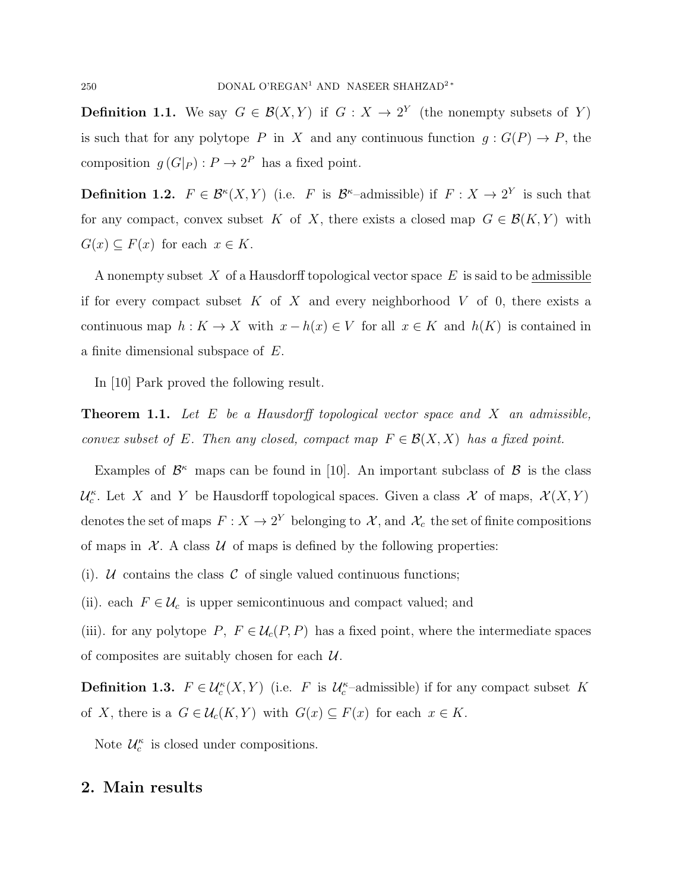**Definition 1.1.** We say $G \in \mathcal{B}(X, Y)$ if $G : X \to 2^Y$ (the nonempty subsets of $Y$) is such that for any polytope $P$ in $X$ and any continuous function $g : G(P) \to P$, the composition $g\,(G|_P) : P \to 2^P$ has a fixed point.

**Definition 1.2.** $F \in \mathcal{B}^\kappa(X, Y)$ (i.e. $F$ is $\mathcal{B}^\kappa$–admissible) if $F : X \to 2^Y$ is such that for any compact, convex subset $K$ of $X$, there exists a closed map $G \in \mathcal{B}(K, Y)$ with $G(x) \subseteq F(x)$ for each $x \in K$.

A nonempty subset $X$ of a Hausdorff topological vector space $E$ is said to be admissible if for every compact subset $K$ of $X$ and every neighborhood $V$ of 0, there exists a continuous map $h : K \to X$ with $x - h(x) \in V$ for all $x \in K$ and $h(K)$ is contained in a finite dimensional subspace of $E$.

In [10] Park proved the following result.

**Theorem 1.1.** *Let $E$ be a Hausdorff topological vector space and $X$ an admissible, convex subset of $E$. Then any closed, compact map $F \in \mathcal{B}(X, X)$ has a fixed point.*

Examples of $\mathcal{B}^\kappa$ maps can be found in [10]. An important subclass of $\mathcal{B}$ is the class $\mathcal{U}_c^\kappa$. Let $X$ and $Y$ be Hausdorff topological spaces. Given a class $\mathcal{X}$ of maps, $\mathcal{X}(X, Y)$ denotes the set of maps $F : X \to 2^Y$ belonging to $\mathcal{X}$, and $\mathcal{X}_c$ the set of finite compositions of maps in $\mathcal{X}$. A class $\mathcal{U}$ of maps is defined by the following properties:

(i). $\mathcal{U}$ contains the class $\mathcal{C}$ of single valued continuous functions;

(ii). each $F \in \mathcal{U}_c$ is upper semicontinuous and compact valued; and

(iii). for any polytope $P$, $F \in \mathcal{U}_c(P, P)$ has a fixed point, where the intermediate spaces of composites are suitably chosen for each $\mathcal{U}$.

**Definition 1.3.** $F \in \mathcal{U}_c^\kappa(X, Y)$ (i.e. $F$ is $\mathcal{U}_c^\kappa$–admissible) if for any compact subset $K$ of $X$, there is a $G \in \mathcal{U}_c(K, Y)$ with $G(x) \subseteq F(x)$ for each $x \in K$.

Note $\mathcal{U}_c^\kappa$ is closed under compositions.

## 2. Main results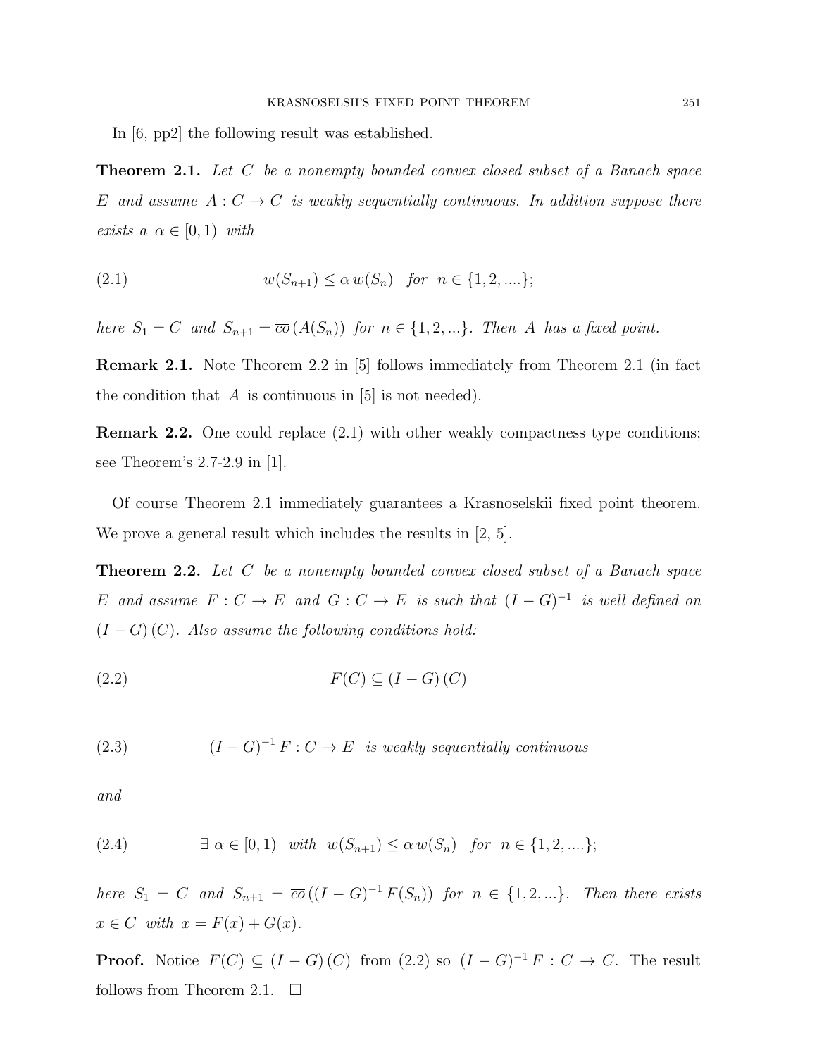In [6, pp2] the following result was established.

**Theorem 2.1.** *Let $C$ be a nonempty bounded convex closed subset of a Banach space $E$ and assume $A : C \to C$ is weakly sequentially continuous. In addition suppose there exists a $\alpha \in [0, 1)$ with*

$$w(S_{n+1}) \leq \alpha \, w(S_n) \quad \text{for} \quad n \in \{1, 2, ....\}; \tag{2.1}$$

*here $S_1 = C$ and $S_{n+1} = \overline{co}\,(A(S_n))$ for $n \in \{1, 2, ...\}$. Then $A$ has a fixed point.*

**Remark 2.1.** Note Theorem 2.2 in [5] follows immediately from Theorem 2.1 (in fact the condition that $A$ is continuous in [5] is not needed).

**Remark 2.2.** One could replace (2.1) with other weakly compactness type conditions; see Theorem's 2.7-2.9 in [1].

Of course Theorem 2.1 immediately guarantees a Krasnoselskii fixed point theorem. We prove a general result which includes the results in [2, 5].

**Theorem 2.2.** *Let $C$ be a nonempty bounded convex closed subset of a Banach space $E$ and assume $F : C \to E$ and $G : C \to E$ is such that $(I - G)^{-1}$ is well defined on $(I - G)\,(C)$. Also assume the following conditions hold:*

$$F(C) \subseteq (I - G)\,(C) \tag{2.2}$$

$$(I - G)^{-1}\,F : C \to E \quad \text{is weakly sequentially continuous} \tag{2.3}$$

*and*

$$\exists\; \alpha \in [0, 1) \quad \text{with} \quad w(S_{n+1}) \leq \alpha \, w(S_n) \quad \text{for} \quad n \in \{1, 2, ....\}; \tag{2.4}$$

*here $S_1 = C$ and $S_{n+1} = \overline{co}\,((I - G)^{-1}\,F(S_n))$ for $n \in \{1, 2, ...\}$. Then there exists $x \in C$ with $x = F(x) + G(x)$.*

**Proof.** Notice $F(C) \subseteq (I - G)\,(C)$ from (2.2) so $(I - G)^{-1}\,F : C \to C$. The result follows from Theorem 2.1. $\square$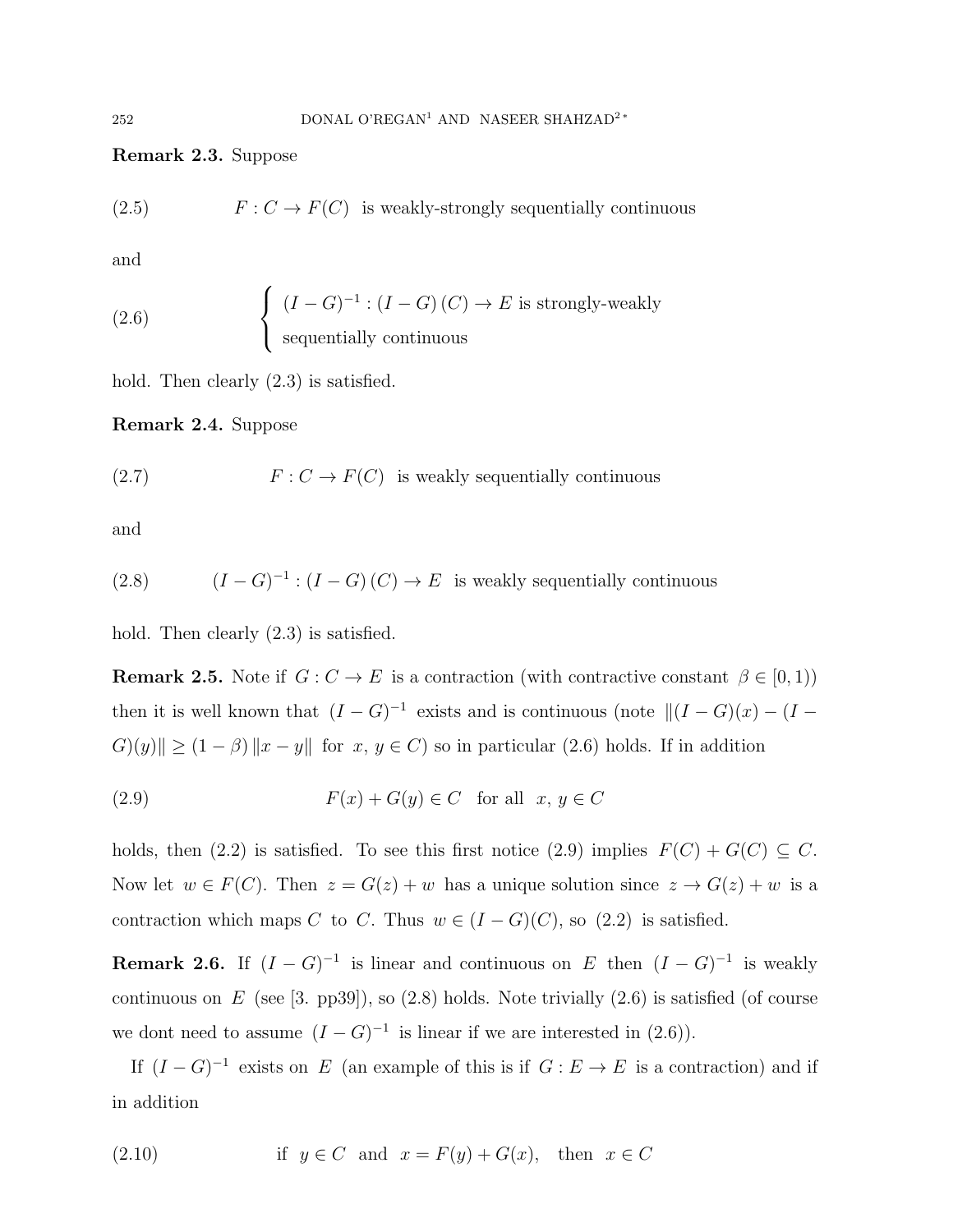**Remark 2.3.** Suppose

$$F : C \to F(C) \text{ is weakly-strongly sequentially continuous} \tag{2.5}$$

and

$$\begin{cases} (I-G)^{-1} : (I-G)(C) \to E \text{ is strongly-weakly} \\ \text{sequentially continuous} \end{cases} \tag{2.6}$$

hold. Then clearly (2.3) is satisfied.

**Remark 2.4.** Suppose

$$F : C \to F(C) \text{ is weakly sequentially continuous} \tag{2.7}$$

and

$$(I-G)^{-1} : (I-G)(C) \to E \text{ is weakly sequentially continuous} \tag{2.8}$$

hold. Then clearly (2.3) is satisfied.

**Remark 2.5.** Note if $G : C \to E$ is a contraction (with contractive constant $\beta \in [0,1)$) then it is well known that $(I-G)^{-1}$ exists and is continuous (note $\|(I-G)(x) - (I-G)(y)\| \geq (1-\beta)\|x-y\|$ for $x, y \in C$) so in particular (2.6) holds. If in addition

$$F(x) + G(y) \in C \quad \text{for all} \quad x, y \in C \tag{2.9}$$

holds, then (2.2) is satisfied. To see this first notice (2.9) implies $F(C) + G(C) \subseteq C$. Now let $w \in F(C)$. Then $z = G(z) + w$ has a unique solution since $z \to G(z) + w$ is a contraction which maps $C$ to $C$. Thus $w \in (I-G)(C)$, so (2.2) is satisfied.

**Remark 2.6.** If $(I-G)^{-1}$ is linear and continuous on $E$ then $(I-G)^{-1}$ is weakly continuous on $E$ (see [3. pp39]), so (2.8) holds. Note trivially (2.6) is satisfied (of course we dont need to assume $(I-G)^{-1}$ is linear if we are interested in (2.6)).

If $(I-G)^{-1}$ exists on $E$ (an example of this is if $G : E \to E$ is a contraction) and if in addition

$$\text{if} \;\; y \in C \;\; \text{and} \;\; x = F(y) + G(x), \quad \text{then} \;\; x \in C \tag{2.10}$$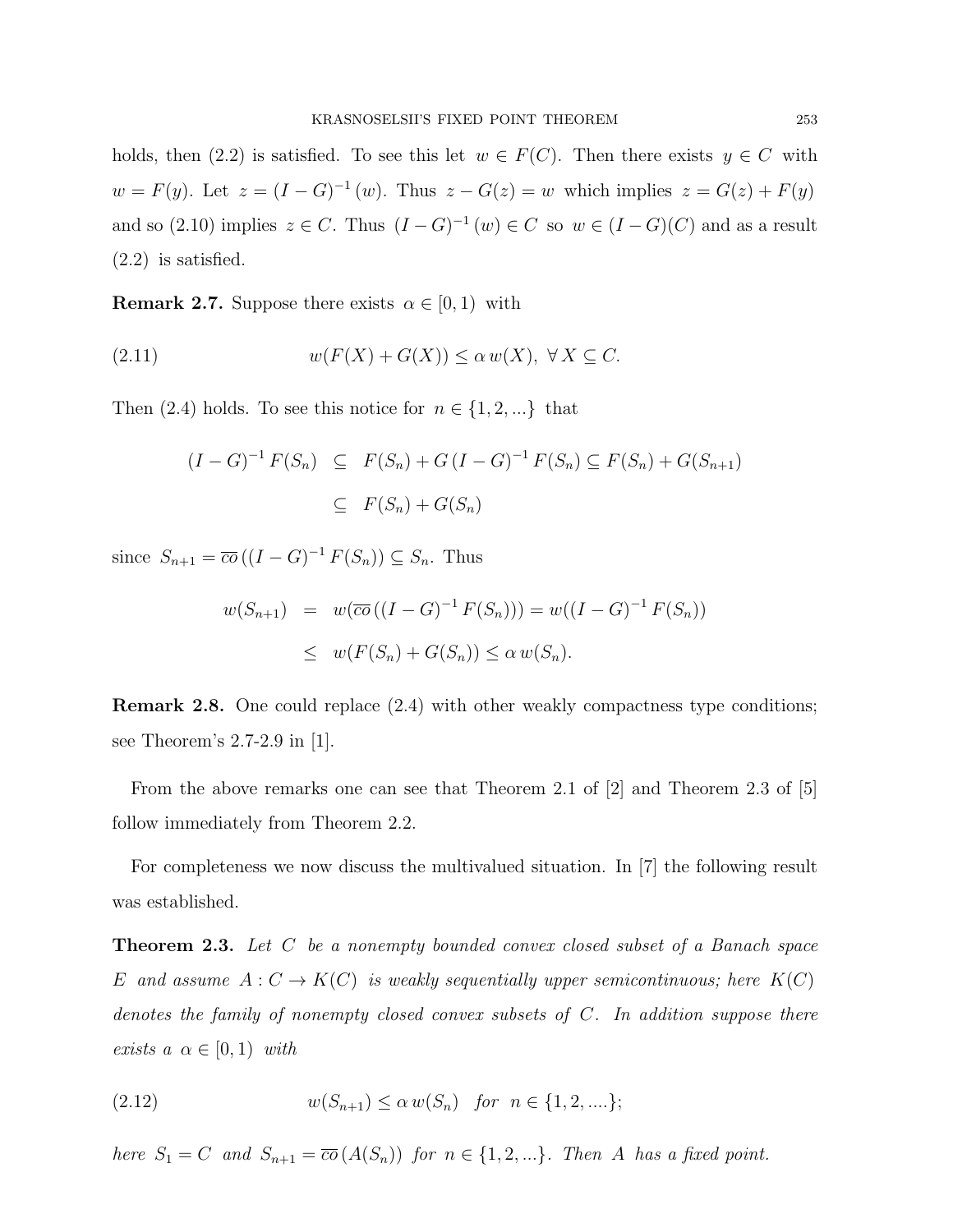holds, then (2.2) is satisfied. To see this let $w \in F(C)$. Then there exists $y \in C$ with $w = F(y)$. Let $z = (I - G)^{-1}(w)$. Thus $z - G(z) = w$ which implies $z = G(z) + F(y)$ and so (2.10) implies $z \in C$. Thus $(I - G)^{-1}(w) \in C$ so $w \in (I - G)(C)$ and as a result (2.2) is satisfied.

**Remark 2.7.** Suppose there exists $\alpha \in [0, 1)$ with

$$w(F(X) + G(X)) \le \alpha\, w(X), \ \forall\, X \subseteq C. \tag{2.11}$$

Then (2.4) holds. To see this notice for $n \in \{1, 2, ...\}$ that

$$\begin{aligned} (I - G)^{-1} F(S_n) &\subseteq F(S_n) + G\,(I - G)^{-1} F(S_n) \subseteq F(S_n) + G(S_{n+1}) \\ &\subseteq F(S_n) + G(S_n) \end{aligned}$$

since $S_{n+1} = \overline{co}\,((I - G)^{-1} F(S_n)) \subseteq S_n$. Thus

$$\begin{aligned} w(S_{n+1}) &= w(\overline{co}\,((I - G)^{-1} F(S_n))) = w((I - G)^{-1} F(S_n)) \\ &\le w(F(S_n) + G(S_n)) \le \alpha\, w(S_n). \end{aligned}$$

**Remark 2.8.** One could replace (2.4) with other weakly compactness type conditions; see Theorem's 2.7-2.9 in [1].

From the above remarks one can see that Theorem 2.1 of [2] and Theorem 2.3 of [5] follow immediately from Theorem 2.2.

For completeness we now discuss the multivalued situation. In [7] the following result was established.

**Theorem 2.3.** *Let $C$ be a nonempty bounded convex closed subset of a Banach space $E$ and assume $A : C \to K(C)$ is weakly sequentially upper semicontinuous; here $K(C)$ denotes the family of nonempty closed convex subsets of $C$. In addition suppose there exists a $\alpha \in [0, 1)$ with*

$$w(S_{n+1}) \le \alpha\, w(S_n) \quad \textit{for} \ \ n \in \{1, 2, ....\}; \tag{2.12}$$

*here $S_1 = C$ and $S_{n+1} = \overline{co}\,(A(S_n))$ for $n \in \{1, 2, ...\}$. Then $A$ has a fixed point.*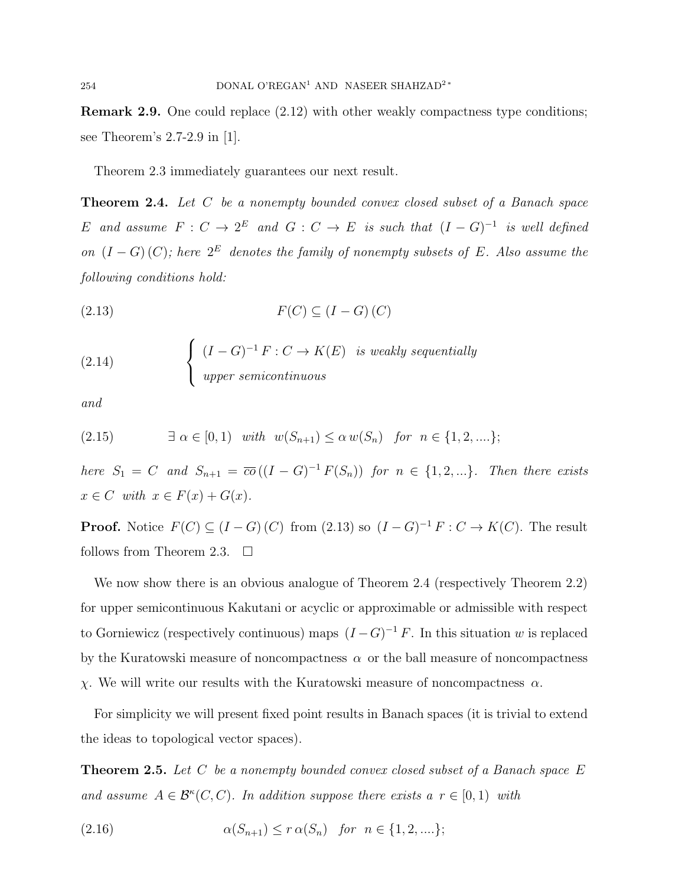**Remark 2.9.** One could replace (2.12) with other weakly compactness type conditions; see Theorem's 2.7-2.9 in [1].

Theorem 2.3 immediately guarantees our next result.

**Theorem 2.4.** *Let $C$ be a nonempty bounded convex closed subset of a Banach space $E$ and assume $F : C \to 2^E$ and $G : C \to E$ is such that $(I - G)^{-1}$ is well defined on $(I - G)(C)$; here $2^E$ denotes the family of nonempty subsets of $E$. Also assume the following conditions hold:*

$$F(C) \subseteq (I - G)(C) \tag{2.13}$$

$$\begin{cases} (I - G)^{-1} F : C \to K(E) & \textit{is weakly sequentially} \\ \textit{upper semicontinuous} \end{cases} \tag{2.14}$$

*and*

$$\exists\, \alpha \in [0, 1) \quad \textit{with} \quad w(S_{n+1}) \leq \alpha\, w(S_n) \quad \textit{for} \quad n \in \{1, 2, ....\}; \tag{2.15}$$

*here $S_1 = C$ and $S_{n+1} = \overline{co}\,((I - G)^{-1} F(S_n))$ for $n \in \{1, 2, ...\}$. Then there exists $x \in C$ with $x \in F(x) + G(x)$.*

**Proof.** Notice $F(C) \subseteq (I - G)(C)$ from (2.13) so $(I - G)^{-1} F : C \to K(C)$. The result follows from Theorem 2.3. $\square$

We now show there is an obvious analogue of Theorem 2.4 (respectively Theorem 2.2) for upper semicontinuous Kakutani or acyclic or approximable or admissible with respect to Gorniewicz (respectively continuous) maps $(I - G)^{-1} F$. In this situation $w$ is replaced by the Kuratowski measure of noncompactness $\alpha$ or the ball measure of noncompactness $\chi$. We will write our results with the Kuratowski measure of noncompactness $\alpha$.

For simplicity we will present fixed point results in Banach spaces (it is trivial to extend the ideas to topological vector spaces).

**Theorem 2.5.** *Let $C$ be a nonempty bounded convex closed subset of a Banach space $E$ and assume $A \in \mathcal{B}^{\kappa}(C, C)$. In addition suppose there exists a $r \in [0, 1)$ with*

$$\alpha(S_{n+1}) \leq r\, \alpha(S_n) \quad \textit{for} \quad n \in \{1, 2, ....\}; \tag{2.16}$$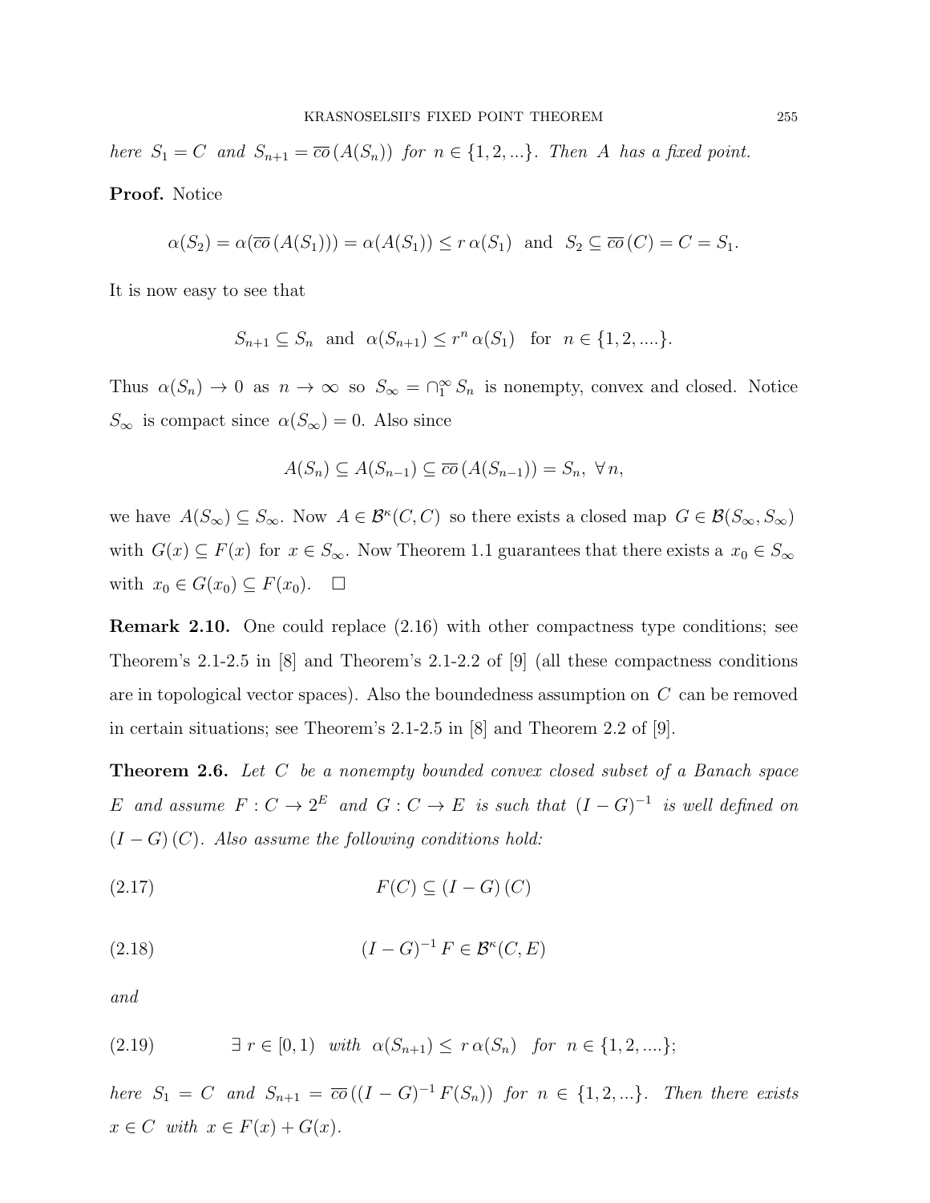*here* $S_1 = C$ *and* $S_{n+1} = \overline{co}\,(A(S_n))$ *for* $n \in \{1, 2, ...\}$. *Then* $A$ *has a fixed point.*

**Proof.** Notice

$$\alpha(S_2) = \alpha(\overline{co}\,(A(S_1))) = \alpha(A(S_1)) \leq r\,\alpha(S_1) \text{ and } S_2 \subseteq \overline{co}\,(C) = C = S_1.$$

It is now easy to see that

$$S_{n+1} \subseteq S_n \text{ and } \alpha(S_{n+1}) \leq r^n\,\alpha(S_1) \text{ for } n \in \{1, 2, ....\}.$$

Thus $\alpha(S_n) \to 0$ as $n \to \infty$ so $S_\infty = \cap_1^\infty S_n$ is nonempty, convex and closed. Notice $S_\infty$ is compact since $\alpha(S_\infty) = 0$. Also since

$$A(S_n) \subseteq A(S_{n-1}) \subseteq \overline{co}\,(A(S_{n-1})) = S_n, \ \forall\, n,$$

we have $A(S_\infty) \subseteq S_\infty$. Now $A \in \mathcal{B}^\kappa(C, C)$ so there exists a closed map $G \in \mathcal{B}(S_\infty, S_\infty)$ with $G(x) \subseteq F(x)$ for $x \in S_\infty$. Now Theorem 1.1 guarantees that there exists a $x_0 \in S_\infty$ with $x_0 \in G(x_0) \subseteq F(x_0)$. $\square$

**Remark 2.10.** One could replace (2.16) with other compactness type conditions; see Theorem's 2.1-2.5 in [8] and Theorem's 2.1-2.2 of [9] (all these compactness conditions are in topological vector spaces). Also the boundedness assumption on $C$ can be removed in certain situations; see Theorem's 2.1-2.5 in [8] and Theorem 2.2 of [9].

**Theorem 2.6.** *Let* $C$ *be a nonempty bounded convex closed subset of a Banach space* $E$ *and assume* $F : C \to 2^E$ *and* $G : C \to E$ *is such that* $(I - G)^{-1}$ *is well defined on* $(I - G)\,(C)$. *Also assume the following conditions hold:*

$$F(C) \subseteq (I - G)\,(C) \tag{2.17}$$

$$(I - G)^{-1}\,F \in \mathcal{B}^\kappa(C, E) \tag{2.18}$$

*and*

$$\exists\ r \in [0, 1) \text{ with } \alpha(S_{n+1}) \leq r\,\alpha(S_n) \text{ for } n \in \{1, 2, ....\}; \tag{2.19}$$

*here* $S_1 = C$ *and* $S_{n+1} = \overline{co}\,((I - G)^{-1}\,F(S_n))$ *for* $n \in \{1, 2, ...\}$. *Then there exists* $x \in C$ *with* $x \in F(x) + G(x)$.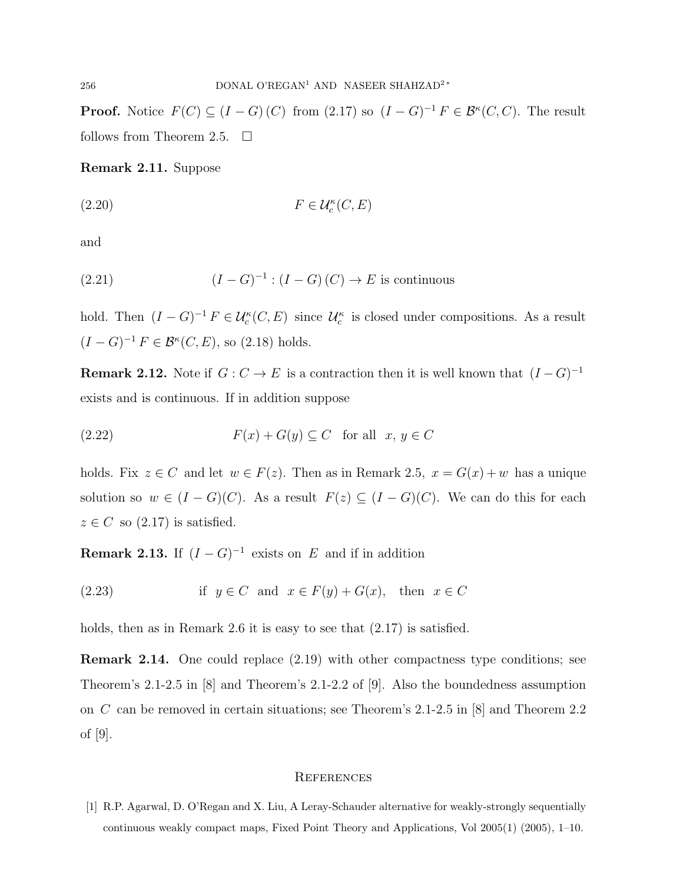**Proof.** Notice $F(C) \subseteq (I-G)(C)$ from (2.17) so $(I-G)^{-1} F \in \mathcal{B}^{\kappa}(C,C)$. The result follows from Theorem 2.5. $\square$

**Remark 2.11.** Suppose

$$F \in \mathcal{U}_c^{\kappa}(C,E) \tag{2.20}$$

and

$$(I-G)^{-1} : (I-G)(C) \to E \text{ is continuous} \tag{2.21}$$

hold. Then $(I-G)^{-1} F \in \mathcal{U}_c^{\kappa}(C,E)$ since $\mathcal{U}_c^{\kappa}$ is closed under compositions. As a result $(I-G)^{-1} F \in \mathcal{B}^{\kappa}(C,E)$, so (2.18) holds.

**Remark 2.12.** Note if $G : C \to E$ is a contraction then it is well known that $(I-G)^{-1}$ exists and is continuous. If in addition suppose

$$F(x) + G(y) \subseteq C \quad \text{for all} \quad x,\, y \in C \tag{2.22}$$

holds. Fix $z \in C$ and let $w \in F(z)$. Then as in Remark 2.5, $x = G(x) + w$ has a unique solution so $w \in (I-G)(C)$. As a result $F(z) \subseteq (I-G)(C)$. We can do this for each $z \in C$ so (2.17) is satisfied.

**Remark 2.13.** If $(I-G)^{-1}$ exists on $E$ and if in addition

$$\text{if} \;\; y \in C \;\; \text{and} \;\; x \in F(y) + G(x), \quad \text{then} \;\; x \in C \tag{2.23}$$

holds, then as in Remark 2.6 it is easy to see that (2.17) is satisfied.

**Remark 2.14.** One could replace (2.19) with other compactness type conditions; see Theorem's 2.1-2.5 in [8] and Theorem's 2.1-2.2 of [9]. Also the boundedness assumption on $C$ can be removed in certain situations; see Theorem's 2.1-2.5 in [8] and Theorem 2.2 of [9].

## References

[1] R.P. Agarwal, D. O'Regan and X. Liu, A Leray-Schauder alternative for weakly-strongly sequentially continuous weakly compact maps, Fixed Point Theory and Applications, Vol 2005(1) (2005), 1–10.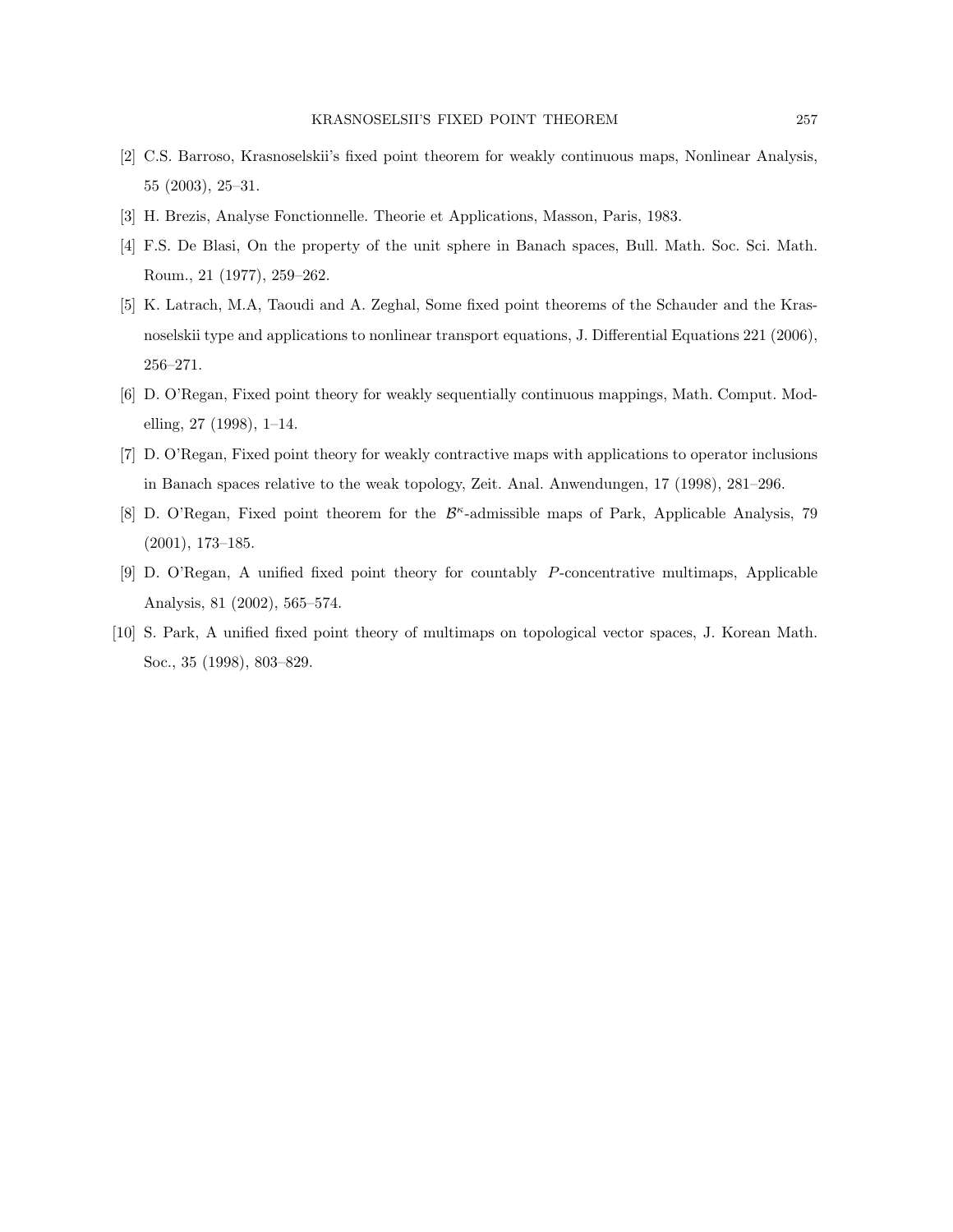[2] C.S. Barroso, Krasnoselskii's fixed point theorem for weakly continuous maps, Nonlinear Analysis, 55 (2003), 25–31.

[3] H. Brezis, Analyse Fonctionnelle. Theorie et Applications, Masson, Paris, 1983.

[4] F.S. De Blasi, On the property of the unit sphere in Banach spaces, Bull. Math. Soc. Sci. Math. Roum., 21 (1977), 259–262.

[5] K. Latrach, M.A, Taoudi and A. Zeghal, Some fixed point theorems of the Schauder and the Krasnoselskii type and applications to nonlinear transport equations, J. Differential Equations 221 (2006), 256–271.

[6] D. O'Regan, Fixed point theory for weakly sequentially continuous mappings, Math. Comput. Modelling, 27 (1998), 1–14.

[7] D. O'Regan, Fixed point theory for weakly contractive maps with applications to operator inclusions in Banach spaces relative to the weak topology, Zeit. Anal. Anwendungen, 17 (1998), 281–296.

[8] D. O'Regan, Fixed point theorem for the $\mathcal{B}^{\kappa}$-admissible maps of Park, Applicable Analysis, 79 (2001), 173–185.

[9] D. O'Regan, A unified fixed point theory for countably $P$-concentrative multimaps, Applicable Analysis, 81 (2002), 565–574.

[10] S. Park, A unified fixed point theory of multimaps on topological vector spaces, J. Korean Math. Soc., 35 (1998), 803–829.